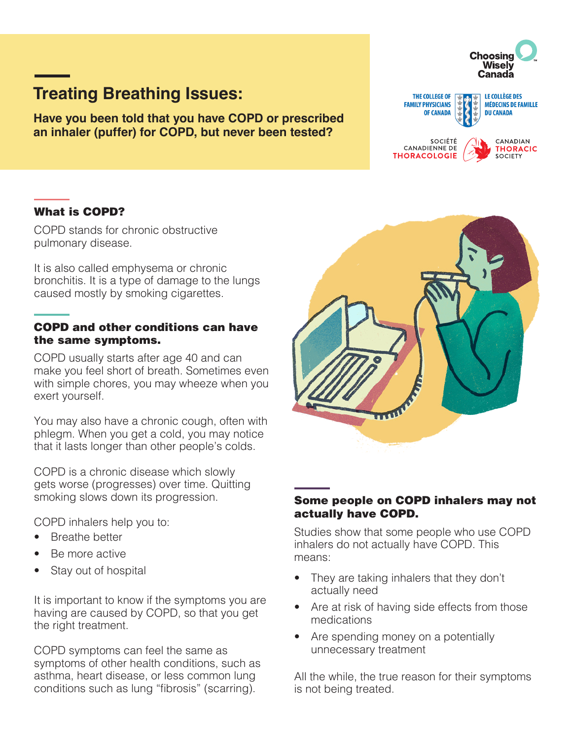# Treating Breathing Issues:

**Have you been told that you have COPD or prescribed an inhaler (puffer) for COPD, but never been tested?**

Choosing Wisely Canada

THE COLLEGE OF FAMILY PHYSICIANS OF CANADA | LE COLLÈGE DES MÉDECINS DE FAMILLE DU CANADA

SOCIÉTÉ CANADIENNE DE THORACOLOGIE | CANADIAN THORACIC SOCIETY

## What is COPD?

COPD stands for chronic obstructive pulmonary disease.

It is also called emphysema or chronic bronchitis. It is a type of damage to the lungs caused mostly by smoking cigarettes.

## COPD and other conditions can have the same symptoms.

COPD usually starts after age 40 and can make you feel short of breath. Sometimes even with simple chores, you may wheeze when you exert yourself.

You may also have a chronic cough, often with phlegm. When you get a cold, you may notice that it lasts longer than other people's colds.

COPD is a chronic disease which slowly gets worse (progresses) over time. Quitting smoking slows down its progression.

COPD inhalers help you to:

- Breathe better
- Be more active
- Stay out of hospital

It is important to know if the symptoms you are having are caused by COPD, so that you get the right treatment.

COPD symptoms can feel the same as symptoms of other health conditions, such as asthma, heart disease, or less common lung conditions such as lung "fibrosis" (scarring).

## Some people on COPD inhalers may not actually have COPD.

Studies show that some people who use COPD inhalers do not actually have COPD. This means:

- They are taking inhalers that they don't actually need
- Are at risk of having side effects from those medications
- Are spending money on a potentially unnecessary treatment

All the while, the true reason for their symptoms is not being treated.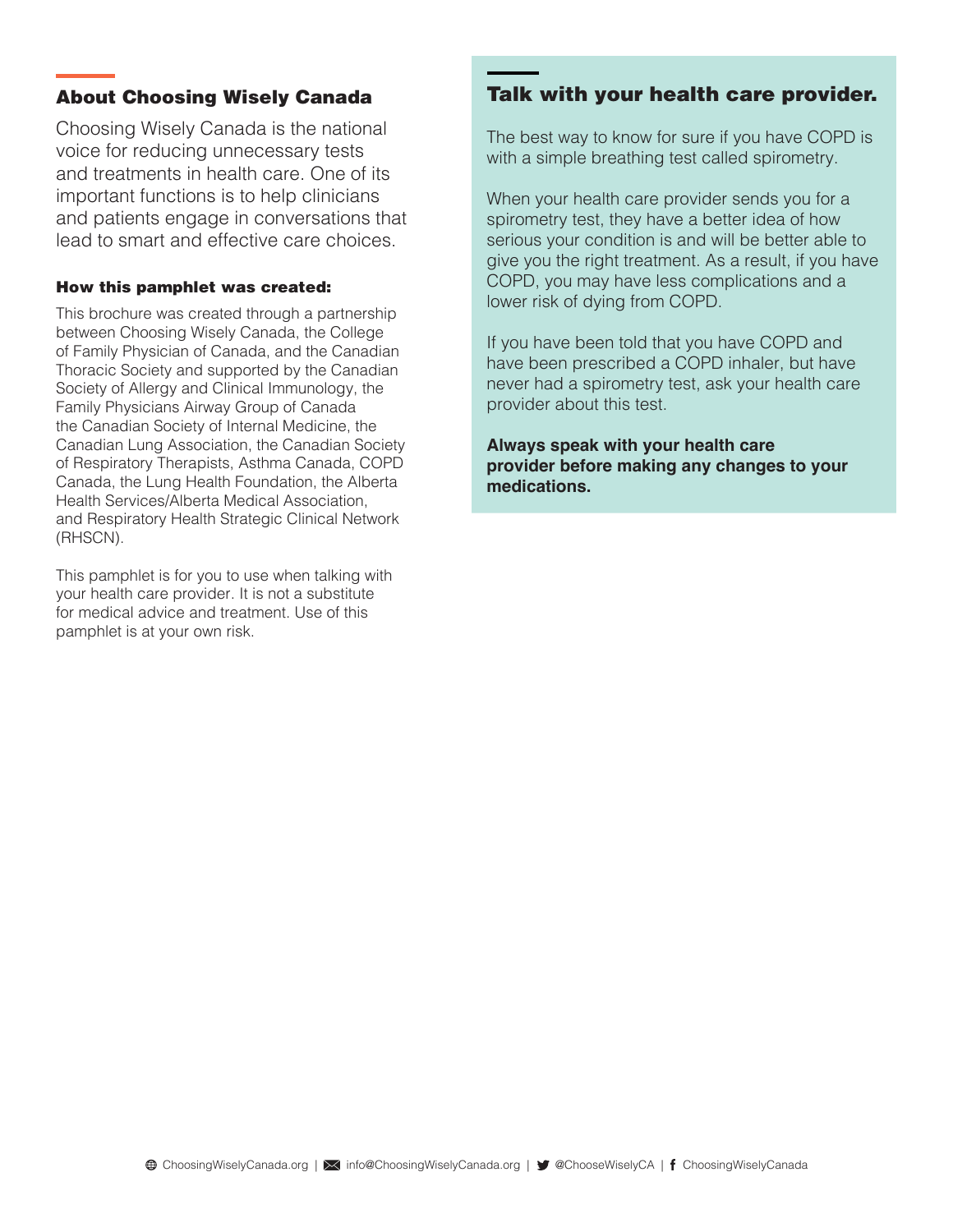## About Choosing Wisely Canada

Choosing Wisely Canada is the national voice for reducing unnecessary tests and treatments in health care. One of its important functions is to help clinicians and patients engage in conversations that lead to smart and effective care choices.

### How this pamphlet was created:

This brochure was created through a partnership between Choosing Wisely Canada, the College of Family Physician of Canada, and the Canadian Thoracic Society and supported by the Canadian Society of Allergy and Clinical Immunology, the Family Physicians Airway Group of Canada the Canadian Society of Internal Medicine, the Canadian Lung Association, the Canadian Society of Respiratory Therapists, Asthma Canada, COPD Canada, the Lung Health Foundation, the Alberta Health Services/Alberta Medical Association, and Respiratory Health Strategic Clinical Network (RHSCN).

This pamphlet is for you to use when talking with your health care provider. It is not a substitute for medical advice and treatment. Use of this pamphlet is at your own risk.

## Talk with your health care provider.

The best way to know for sure if you have COPD is with a simple breathing test called spirometry.

When your health care provider sends you for a spirometry test, they have a better idea of how serious your condition is and will be better able to give you the right treatment. As a result, if you have COPD, you may have less complications and a lower risk of dying from COPD.

If you have been told that you have COPD and have been prescribed a COPD inhaler, but have never had a spirometry test, ask your health care provider about this test.

**Always speak with your health care provider before making any changes to your medications.**

ChoosingWiselyCanada.org | info@ChoosingWiselyCanada.org | @ChooseWiselyCA | ChoosingWiselyCanada